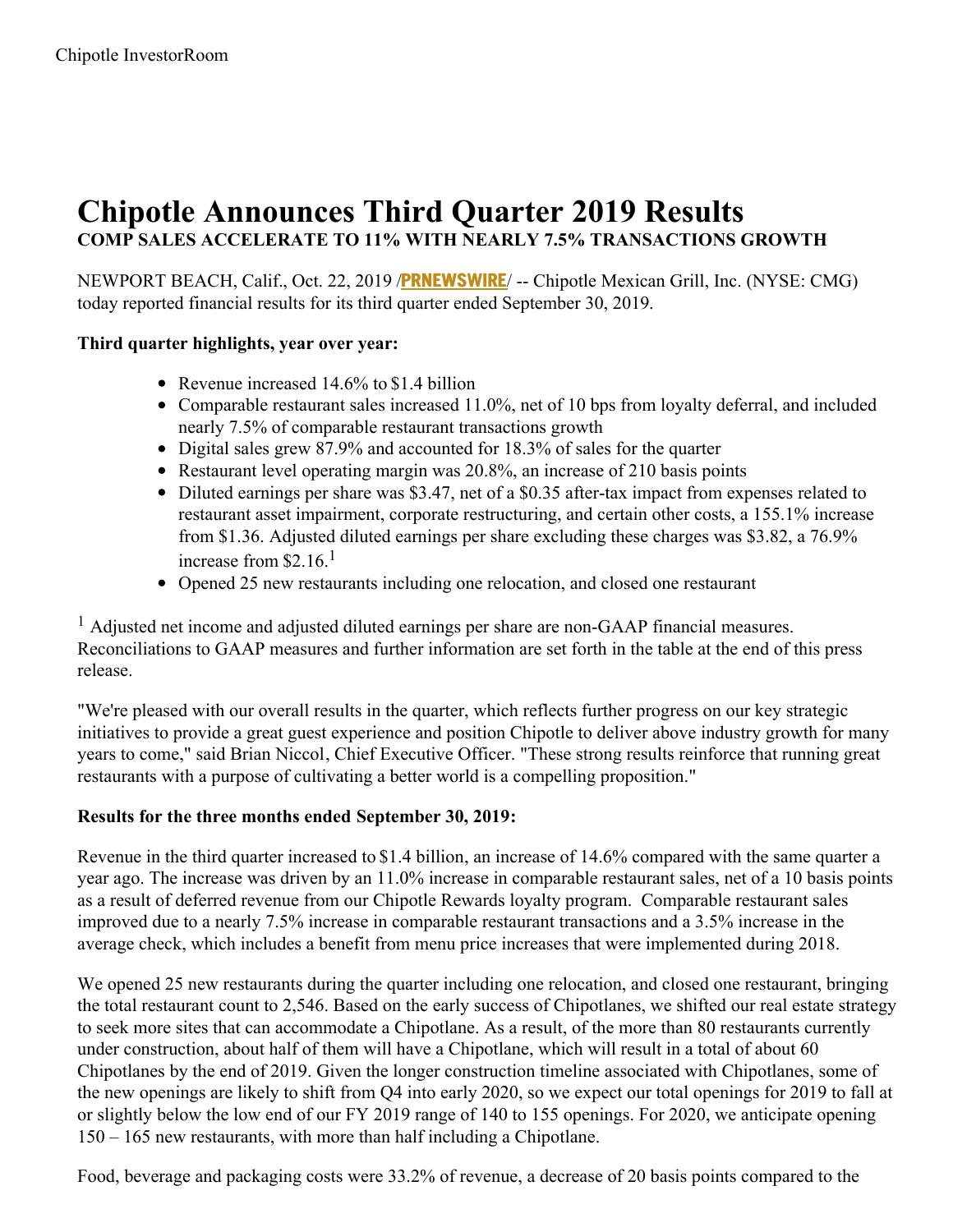# Chipotle Announces Third Quarter 2019 Results

**COMP SALES ACCELERATE TO 11% WITH NEARLY 7.5% TRANSACTIONS GROWTH**

NEWPORT BEACH, Calif., Oct. 22, 2019 /PRNEWSWIRE/ -- Chipotle Mexican Grill, Inc. (NYSE: CMG) today reported financial results for its third quarter ended September 30, 2019.

**Third quarter highlights, year over year:**

- Revenue increased 14.6% to $1.4 billion
- Comparable restaurant sales increased 11.0%, net of 10 bps from loyalty deferral, and included nearly 7.5% of comparable restaurant transactions growth
- Digital sales grew 87.9% and accounted for 18.3% of sales for the quarter
- Restaurant level operating margin was 20.8%, an increase of 210 basis points
- Diluted earnings per share was $3.47, net of a $0.35 after-tax impact from expenses related to restaurant asset impairment, corporate restructuring, and certain other costs, a 155.1% increase from $1.36. Adjusted diluted earnings per share excluding these charges was $3.82, a 76.9% increase from $2.16.[1]
- Opened 25 new restaurants including one relocation, and closed one restaurant

[1] Adjusted net income and adjusted diluted earnings per share are non-GAAP financial measures. Reconciliations to GAAP measures and further information are set forth in the table at the end of this press release.

"We're pleased with our overall results in the quarter, which reflects further progress on our key strategic initiatives to provide a great guest experience and position Chipotle to deliver above industry growth for many years to come," said Brian Niccol, Chief Executive Officer. "These strong results reinforce that running great restaurants with a purpose of cultivating a better world is a compelling proposition."

**Results for the three months ended September 30, 2019:**

Revenue in the third quarter increased to $1.4 billion, an increase of 14.6% compared with the same quarter a year ago. The increase was driven by an 11.0% increase in comparable restaurant sales, net of a 10 basis points as a result of deferred revenue from our Chipotle Rewards loyalty program. Comparable restaurant sales improved due to a nearly 7.5% increase in comparable restaurant transactions and a 3.5% increase in the average check, which includes a benefit from menu price increases that were implemented during 2018.

We opened 25 new restaurants during the quarter including one relocation, and closed one restaurant, bringing the total restaurant count to 2,546. Based on the early success of Chipotlanes, we shifted our real estate strategy to seek more sites that can accommodate a Chipotlane. As a result, of the more than 80 restaurants currently under construction, about half of them will have a Chipotlane, which will result in a total of about 60 Chipotlanes by the end of 2019. Given the longer construction timeline associated with Chipotlanes, some of the new openings are likely to shift from Q4 into early 2020, so we expect our total openings for 2019 to fall at or slightly below the low end of our FY 2019 range of 140 to 155 openings. For 2020, we anticipate opening 150 – 165 new restaurants, with more than half including a Chipotlane.

Food, beverage and packaging costs were 33.2% of revenue, a decrease of 20 basis points compared to the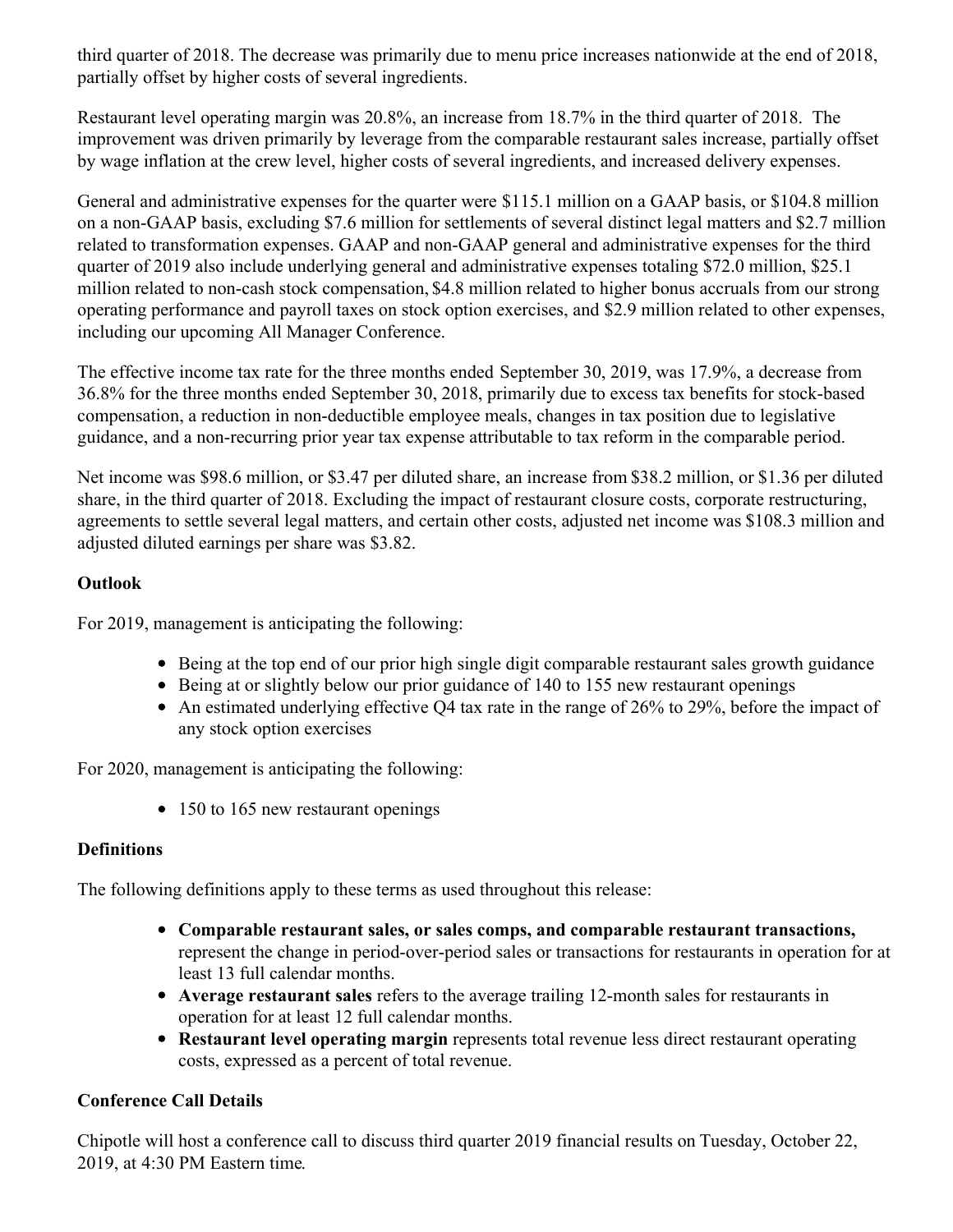third quarter of 2018. The decrease was primarily due to menu price increases nationwide at the end of 2018, partially offset by higher costs of several ingredients.

Restaurant level operating margin was 20.8%, an increase from 18.7% in the third quarter of 2018. The improvement was driven primarily by leverage from the comparable restaurant sales increase, partially offset by wage inflation at the crew level, higher costs of several ingredients, and increased delivery expenses.

General and administrative expenses for the quarter were $115.1 million on a GAAP basis, or $104.8 million on a non-GAAP basis, excluding $7.6 million for settlements of several distinct legal matters and $2.7 million related to transformation expenses. GAAP and non-GAAP general and administrative expenses for the third quarter of 2019 also include underlying general and administrative expenses totaling $72.0 million, $25.1 million related to non-cash stock compensation, $4.8 million related to higher bonus accruals from our strong operating performance and payroll taxes on stock option exercises, and $2.9 million related to other expenses, including our upcoming All Manager Conference.

The effective income tax rate for the three months ended September 30, 2019, was 17.9%, a decrease from 36.8% for the three months ended September 30, 2018, primarily due to excess tax benefits for stock-based compensation, a reduction in non-deductible employee meals, changes in tax position due to legislative guidance, and a non-recurring prior year tax expense attributable to tax reform in the comparable period.

Net income was $98.6 million, or $3.47 per diluted share, an increase from $38.2 million, or $1.36 per diluted share, in the third quarter of 2018. Excluding the impact of restaurant closure costs, corporate restructuring, agreements to settle several legal matters, and certain other costs, adjusted net income was $108.3 million and adjusted diluted earnings per share was $3.82.

**Outlook**

For 2019, management is anticipating the following:

- Being at the top end of our prior high single digit comparable restaurant sales growth guidance
- Being at or slightly below our prior guidance of 140 to 155 new restaurant openings
- An estimated underlying effective Q4 tax rate in the range of 26% to 29%, before the impact of any stock option exercises

For 2020, management is anticipating the following:

- 150 to 165 new restaurant openings

**Definitions**

The following definitions apply to these terms as used throughout this release:

- **Comparable restaurant sales, or sales comps, and comparable restaurant transactions,** represent the change in period-over-period sales or transactions for restaurants in operation for at least 13 full calendar months.
- **Average restaurant sales** refers to the average trailing 12-month sales for restaurants in operation for at least 12 full calendar months.
- **Restaurant level operating margin** represents total revenue less direct restaurant operating costs, expressed as a percent of total revenue.

**Conference Call Details**

Chipotle will host a conference call to discuss third quarter 2019 financial results on Tuesday, October 22, 2019, at 4:30 PM Eastern time.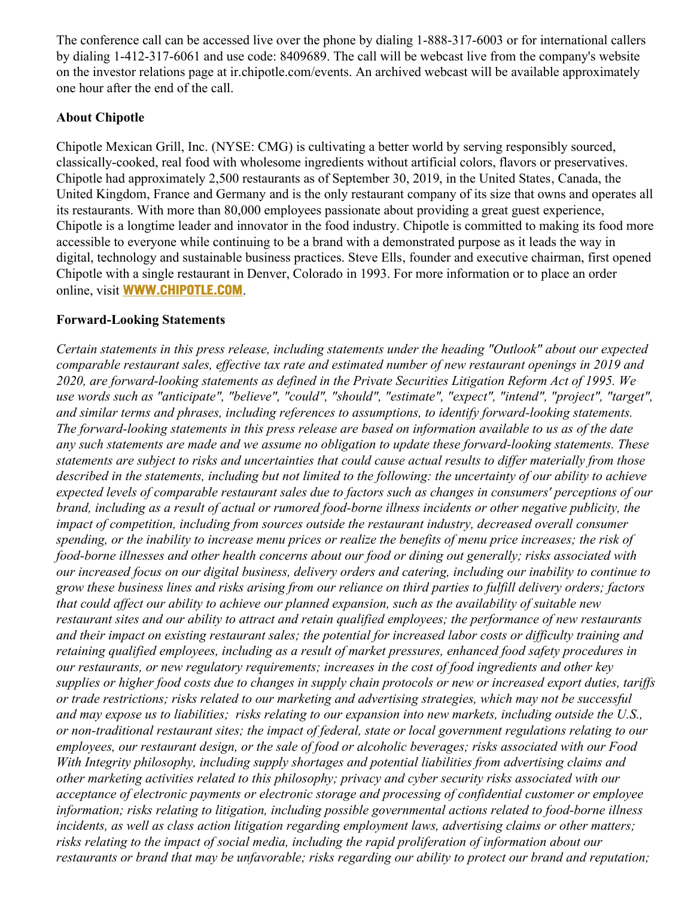The conference call can be accessed live over the phone by dialing 1-888-317-6003 or for international callers by dialing 1-412-317-6061 and use code: 8409689. The call will be webcast live from the company's website on the investor relations page at ir.chipotle.com/events. An archived webcast will be available approximately one hour after the end of the call.

**About Chipotle**

Chipotle Mexican Grill, Inc. (NYSE: CMG) is cultivating a better world by serving responsibly sourced, classically-cooked, real food with wholesome ingredients without artificial colors, flavors or preservatives. Chipotle had approximately 2,500 restaurants as of September 30, 2019, in the United States, Canada, the United Kingdom, France and Germany and is the only restaurant company of its size that owns and operates all its restaurants. With more than 80,000 employees passionate about providing a great guest experience, Chipotle is a longtime leader and innovator in the food industry. Chipotle is committed to making its food more accessible to everyone while continuing to be a brand with a demonstrated purpose as it leads the way in digital, technology and sustainable business practices. Steve Ells, founder and executive chairman, first opened Chipotle with a single restaurant in Denver, Colorado in 1993. For more information or to place an order online, visit **WWW.CHIPOTLE.COM**.

**Forward-Looking Statements**

*Certain statements in this press release, including statements under the heading "Outlook" about our expected comparable restaurant sales, effective tax rate and estimated number of new restaurant openings in 2019 and 2020, are forward-looking statements as defined in the Private Securities Litigation Reform Act of 1995. We use words such as "anticipate", "believe", "could", "should", "estimate", "expect", "intend", "project", "target", and similar terms and phrases, including references to assumptions, to identify forward-looking statements. The forward-looking statements in this press release are based on information available to us as of the date any such statements are made and we assume no obligation to update these forward-looking statements. These statements are subject to risks and uncertainties that could cause actual results to differ materially from those described in the statements, including but not limited to the following: the uncertainty of our ability to achieve expected levels of comparable restaurant sales due to factors such as changes in consumers' perceptions of our brand, including as a result of actual or rumored food-borne illness incidents or other negative publicity, the impact of competition, including from sources outside the restaurant industry, decreased overall consumer spending, or the inability to increase menu prices or realize the benefits of menu price increases; the risk of food-borne illnesses and other health concerns about our food or dining out generally; risks associated with our increased focus on our digital business, delivery orders and catering, including our inability to continue to grow these business lines and risks arising from our reliance on third parties to fulfill delivery orders; factors that could affect our ability to achieve our planned expansion, such as the availability of suitable new restaurant sites and our ability to attract and retain qualified employees; the performance of new restaurants and their impact on existing restaurant sales; the potential for increased labor costs or difficulty training and retaining qualified employees, including as a result of market pressures, enhanced food safety procedures in our restaurants, or new regulatory requirements; increases in the cost of food ingredients and other key supplies or higher food costs due to changes in supply chain protocols or new or increased export duties, tariffs or trade restrictions; risks related to our marketing and advertising strategies, which may not be successful and may expose us to liabilities; risks relating to our expansion into new markets, including outside the U.S., or non-traditional restaurant sites; the impact of federal, state or local government regulations relating to our employees, our restaurant design, or the sale of food or alcoholic beverages; risks associated with our Food With Integrity philosophy, including supply shortages and potential liabilities from advertising claims and other marketing activities related to this philosophy; privacy and cyber security risks associated with our acceptance of electronic payments or electronic storage and processing of confidential customer or employee information; risks relating to litigation, including possible governmental actions related to food-borne illness incidents, as well as class action litigation regarding employment laws, advertising claims or other matters; risks relating to the impact of social media, including the rapid proliferation of information about our restaurants or brand that may be unfavorable; risks regarding our ability to protect our brand and reputation;*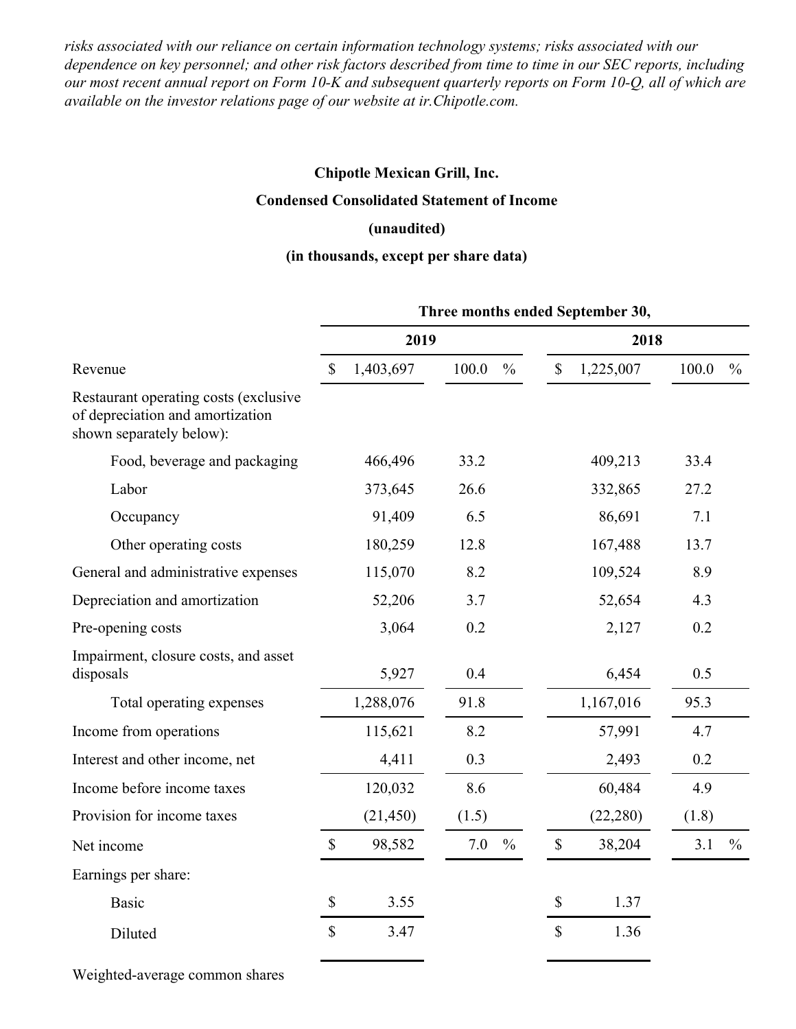*risks associated with our reliance on certain information technology systems; risks associated with our dependence on key personnel; and other risk factors described from time to time in our SEC reports, including our most recent annual report on Form 10-K and subsequent quarterly reports on Form 10-Q, all of which are available on the investor relations page of our website at ir.Chipotle.com.*

**Chipotle Mexican Grill, Inc.**

**Condensed Consolidated Statement of Income**

**(unaudited)**

**(in thousands, except per share data)**

| | Three months ended September 30, | | | |
|---|---|---|---|---|
| | 2019 | | 2018 | |
| Revenue | $ 1,403,697 | 100.0 % | $ 1,225,007 | 100.0 % |
| Restaurant operating costs (exclusive of depreciation and amortization shown separately below): | | | | |
| Food, beverage and packaging | 466,496 | 33.2 | 409,213 | 33.4 |
| Labor | 373,645 | 26.6 | 332,865 | 27.2 |
| Occupancy | 91,409 | 6.5 | 86,691 | 7.1 |
| Other operating costs | 180,259 | 12.8 | 167,488 | 13.7 |
| General and administrative expenses | 115,070 | 8.2 | 109,524 | 8.9 |
| Depreciation and amortization | 52,206 | 3.7 | 52,654 | 4.3 |
| Pre-opening costs | 3,064 | 0.2 | 2,127 | 0.2 |
| Impairment, closure costs, and asset disposals | 5,927 | 0.4 | 6,454 | 0.5 |
| Total operating expenses | 1,288,076 | 91.8 | 1,167,016 | 95.3 |
| Income from operations | 115,621 | 8.2 | 57,991 | 4.7 |
| Interest and other income, net | 4,411 | 0.3 | 2,493 | 0.2 |
| Income before income taxes | 120,032 | 8.6 | 60,484 | 4.9 |
| Provision for income taxes | (21,450) | (1.5) | (22,280) | (1.8) |
| Net income | $ 98,582 | 7.0 % | $ 38,204 | 3.1 % |
| Earnings per share: | | | | |
| Basic | $ 3.55 | | $ 1.37 | |
| Diluted | $ 3.47 | | $ 1.36 | |
| Weighted-average common shares | | | | |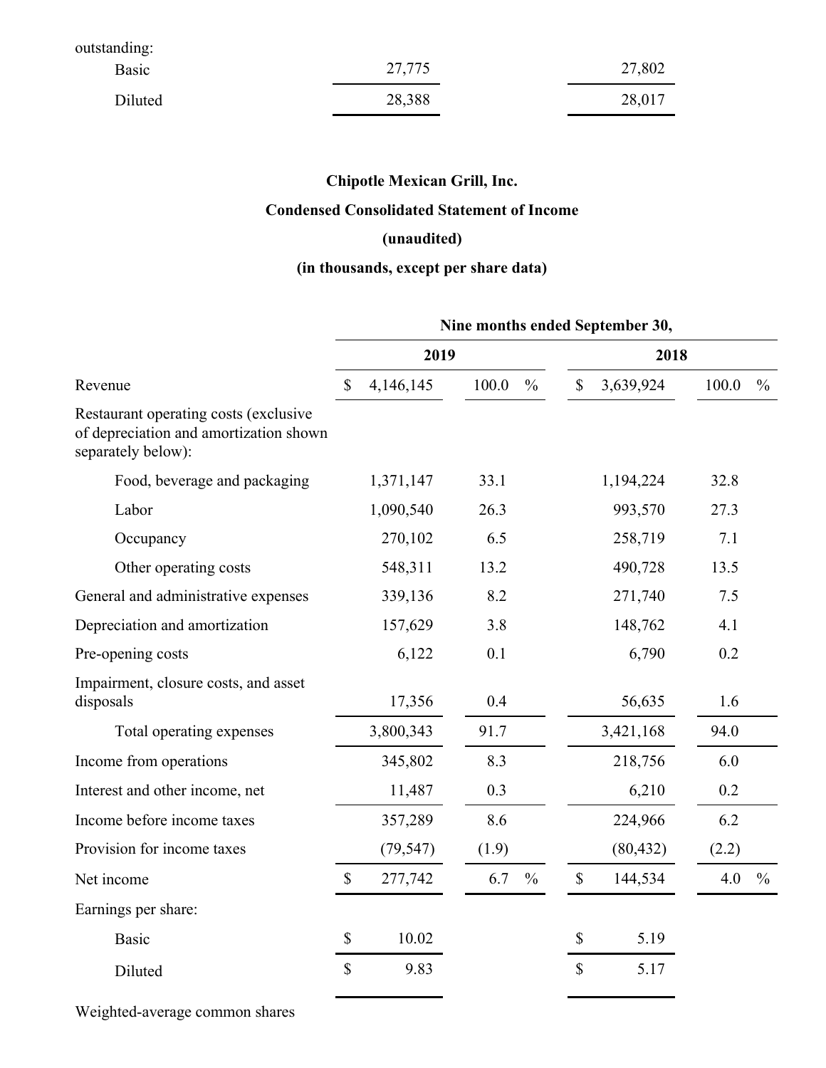| outstanding: | | | | |
|---|---|---|---|---|
| Basic | 27,775 | | 27,802 | |
| Diluted | 28,388 | | 28,017 | |

**Chipotle Mexican Grill, Inc.**

**Condensed Consolidated Statement of Income**

**(unaudited)**

**(in thousands, except per share data)**

| | Nine months ended September 30, | | | |
|---|---|---|---|---|
| | 2019 | | 2018 | |
| Revenue | $ 4,146,145 | 100.0 % | $ 3,639,924 | 100.0 % |
| Restaurant operating costs (exclusive of depreciation and amortization shown separately below): | | | | |
| Food, beverage and packaging | 1,371,147 | 33.1 | 1,194,224 | 32.8 |
| Labor | 1,090,540 | 26.3 | 993,570 | 27.3 |
| Occupancy | 270,102 | 6.5 | 258,719 | 7.1 |
| Other operating costs | 548,311 | 13.2 | 490,728 | 13.5 |
| General and administrative expenses | 339,136 | 8.2 | 271,740 | 7.5 |
| Depreciation and amortization | 157,629 | 3.8 | 148,762 | 4.1 |
| Pre-opening costs | 6,122 | 0.1 | 6,790 | 0.2 |
| Impairment, closure costs, and asset disposals | 17,356 | 0.4 | 56,635 | 1.6 |
| Total operating expenses | 3,800,343 | 91.7 | 3,421,168 | 94.0 |
| Income from operations | 345,802 | 8.3 | 218,756 | 6.0 |
| Interest and other income, net | 11,487 | 0.3 | 6,210 | 0.2 |
| Income before income taxes | 357,289 | 8.6 | 224,966 | 6.2 |
| Provision for income taxes | (79,547) | (1.9) | (80,432) | (2.2) |
| Net income | $ 277,742 | 6.7 % | $ 144,534 | 4.0 % |
| Earnings per share: | | | | |
| Basic | $ 10.02 | | $ 5.19 | |
| Diluted | $ 9.83 | | $ 5.17 | |
| Weighted-average common shares | | | | |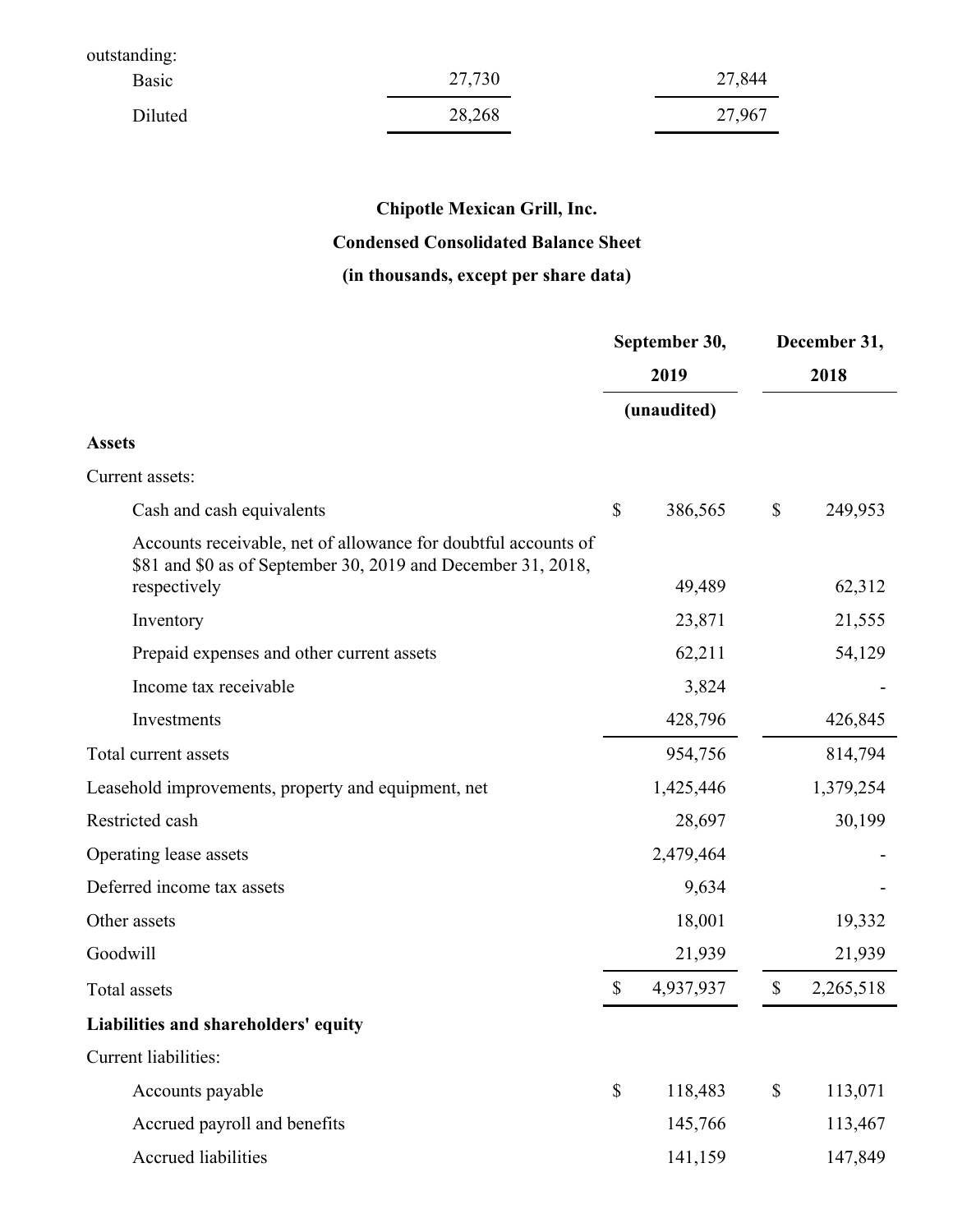| outstanding: | | |
|---|---|---|
| Basic | 27,730 | 27,844 |
| Diluted | 28,268 | 27,967 |

**Chipotle Mexican Grill, Inc.**

**Condensed Consolidated Balance Sheet**

**(in thousands, except per share data)**

| | September 30, 2019 (unaudited) | December 31, 2018 |
|---|---|---|
| **Assets** | | |
| Current assets: | | |
| Cash and cash equivalents | $ 386,565 | $ 249,953 |
| Accounts receivable, net of allowance for doubtful accounts of $81 and $0 as of September 30, 2019 and December 31, 2018, respectively | 49,489 | 62,312 |
| Inventory | 23,871 | 21,555 |
| Prepaid expenses and other current assets | 62,211 | 54,129 |
| Income tax receivable | 3,824 | - |
| Investments | 428,796 | 426,845 |
| Total current assets | 954,756 | 814,794 |
| Leasehold improvements, property and equipment, net | 1,425,446 | 1,379,254 |
| Restricted cash | 28,697 | 30,199 |
| Operating lease assets | 2,479,464 | - |
| Deferred income tax assets | 9,634 | - |
| Other assets | 18,001 | 19,332 |
| Goodwill | 21,939 | 21,939 |
| Total assets | $ 4,937,937 | $ 2,265,518 |
| **Liabilities and shareholders' equity** | | |
| Current liabilities: | | |
| Accounts payable | $ 118,483 | $ 113,071 |
| Accrued payroll and benefits | 145,766 | 113,467 |
| Accrued liabilities | 141,159 | 147,849 |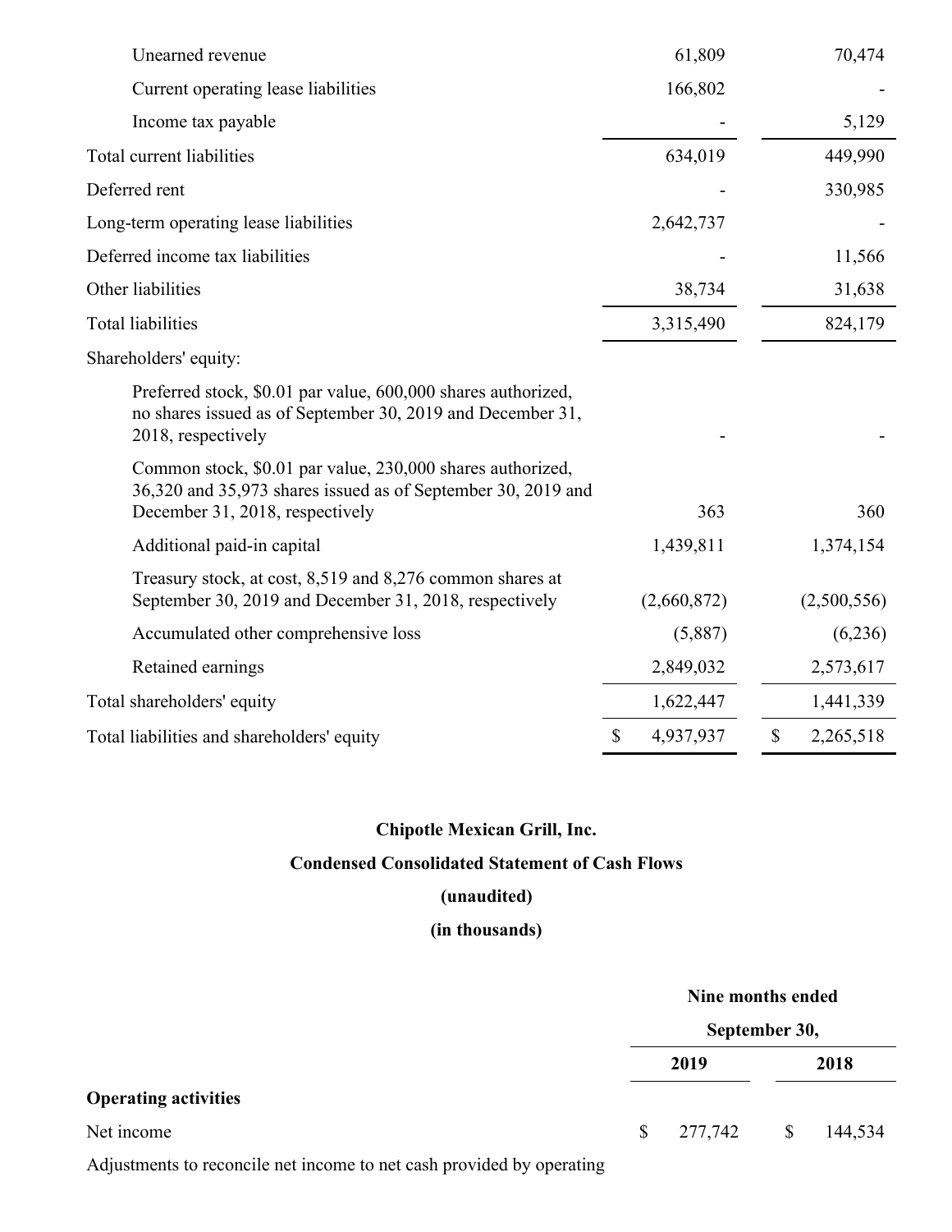| | | |
|---|---|---|
| Unearned revenue | 61,809 | 70,474 |
| Current operating lease liabilities | 166,802 | - |
| Income tax payable | - | 5,129 |
| Total current liabilities | 634,019 | 449,990 |
| Deferred rent | - | 330,985 |
| Long-term operating lease liabilities | 2,642,737 | - |
| Deferred income tax liabilities | - | 11,566 |
| Other liabilities | 38,734 | 31,638 |
| Total liabilities | 3,315,490 | 824,179 |
| Shareholders' equity: | | |
| Preferred stock, $0.01 par value, 600,000 shares authorized, no shares issued as of September 30, 2019 and December 31, 2018, respectively | - | - |
| Common stock, $0.01 par value, 230,000 shares authorized, 36,320 and 35,973 shares issued as of September 30, 2019 and December 31, 2018, respectively | 363 | 360 |
| Additional paid-in capital | 1,439,811 | 1,374,154 |
| Treasury stock, at cost, 8,519 and 8,276 common shares at September 30, 2019 and December 31, 2018, respectively | (2,660,872) | (2,500,556) |
| Accumulated other comprehensive loss | (5,887) | (6,236) |
| Retained earnings | 2,849,032 | 2,573,617 |
| Total shareholders' equity | 1,622,447 | 1,441,339 |
| Total liabilities and shareholders' equity | $ 4,937,937 | $ 2,265,518 |

**Chipotle Mexican Grill, Inc.**

**Condensed Consolidated Statement of Cash Flows**

**(unaudited)**

**(in thousands)**

| | Nine months ended September 30, | |
|---|---|---|
| | **2019** | **2018** |
| **Operating activities** | | |
| Net income | $ 277,742 | $ 144,534 |
| Adjustments to reconcile net income to net cash provided by operating | | |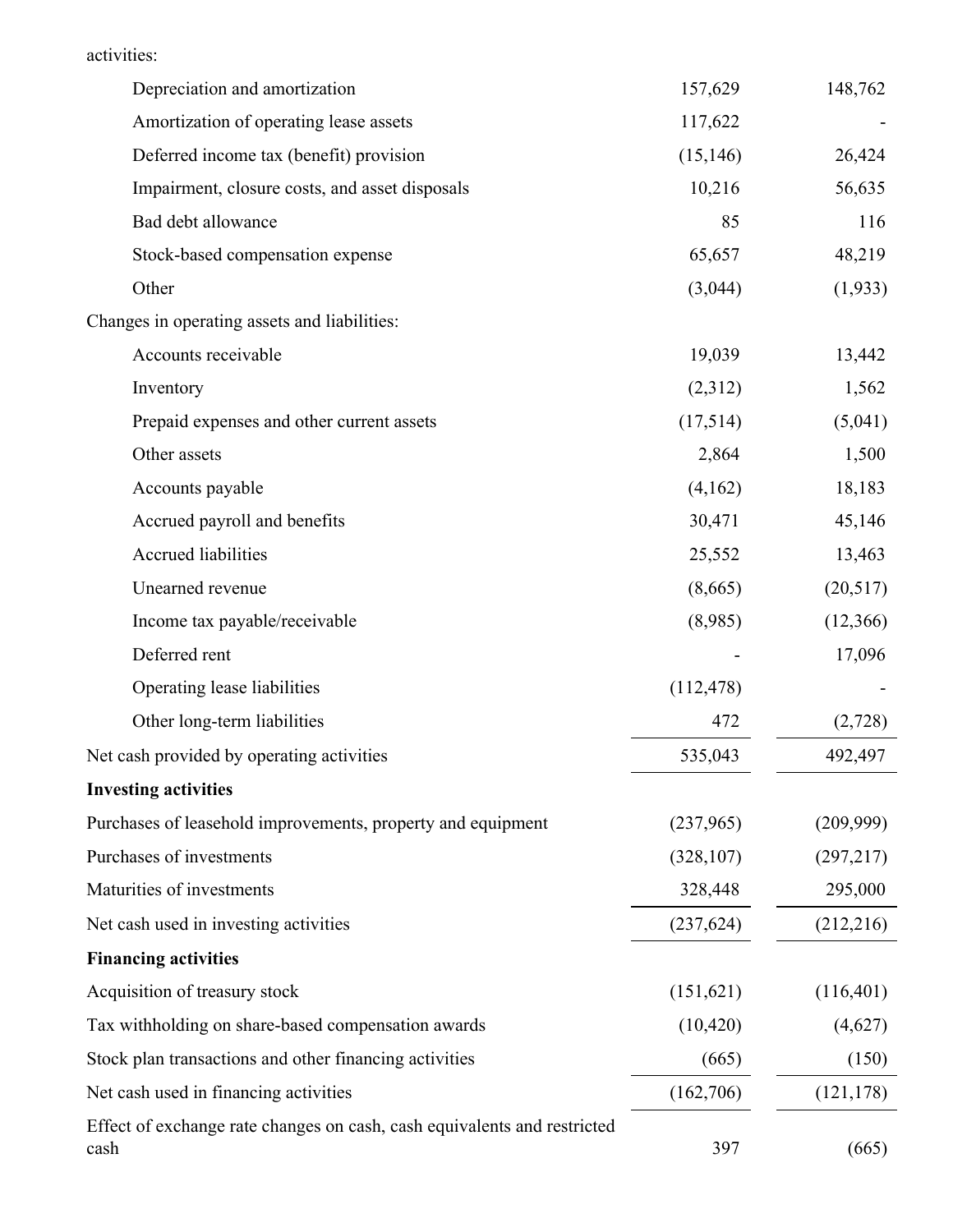activities:

| | | |
|---|---|---|
| Depreciation and amortization | 157,629 | 148,762 |
| Amortization of operating lease assets | 117,622 | - |
| Deferred income tax (benefit) provision | (15,146) | 26,424 |
| Impairment, closure costs, and asset disposals | 10,216 | 56,635 |
| Bad debt allowance | 85 | 116 |
| Stock-based compensation expense | 65,657 | 48,219 |
| Other | (3,044) | (1,933) |
| Changes in operating assets and liabilities: | | |
| Accounts receivable | 19,039 | 13,442 |
| Inventory | (2,312) | 1,562 |
| Prepaid expenses and other current assets | (17,514) | (5,041) |
| Other assets | 2,864 | 1,500 |
| Accounts payable | (4,162) | 18,183 |
| Accrued payroll and benefits | 30,471 | 45,146 |
| Accrued liabilities | 25,552 | 13,463 |
| Unearned revenue | (8,665) | (20,517) |
| Income tax payable/receivable | (8,985) | (12,366) |
| Deferred rent | - | 17,096 |
| Operating lease liabilities | (112,478) | - |
| Other long-term liabilities | 472 | (2,728) |
| Net cash provided by operating activities | 535,043 | 492,497 |
| **Investing activities** | | |
| Purchases of leasehold improvements, property and equipment | (237,965) | (209,999) |
| Purchases of investments | (328,107) | (297,217) |
| Maturities of investments | 328,448 | 295,000 |
| Net cash used in investing activities | (237,624) | (212,216) |
| **Financing activities** | | |
| Acquisition of treasury stock | (151,621) | (116,401) |
| Tax withholding on share-based compensation awards | (10,420) | (4,627) |
| Stock plan transactions and other financing activities | (665) | (150) |
| Net cash used in financing activities | (162,706) | (121,178) |
| Effect of exchange rate changes on cash, cash equivalents and restricted cash | 397 | (665) |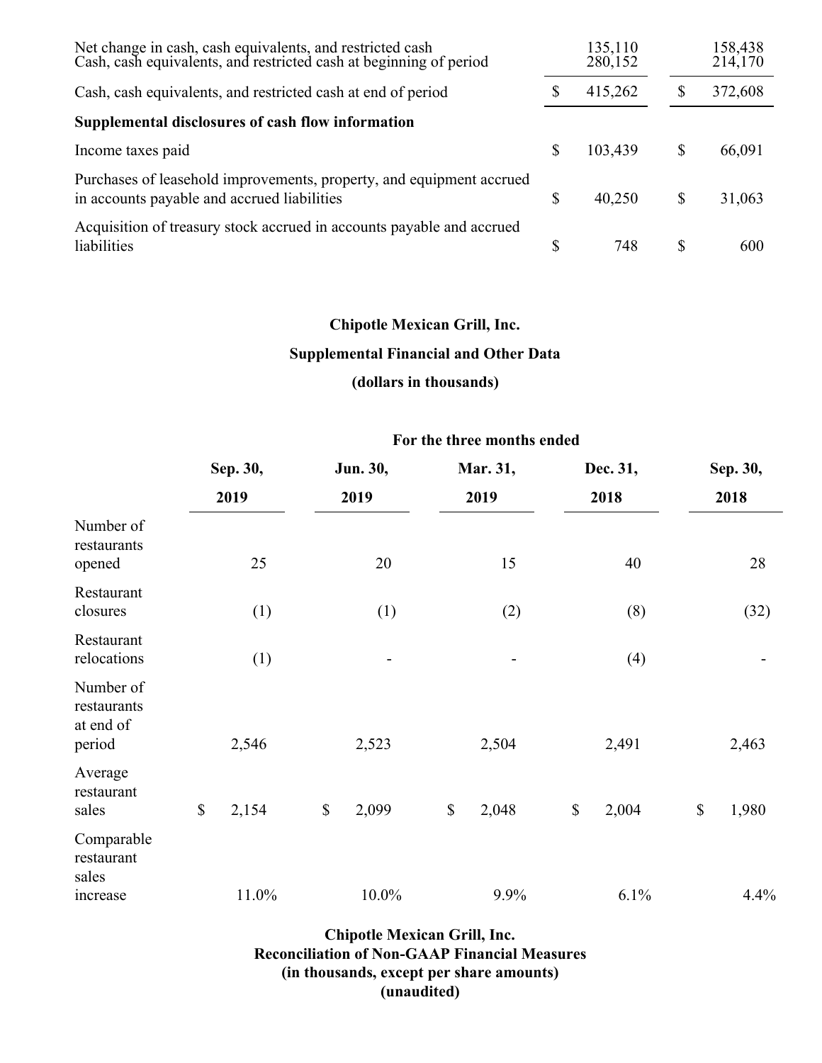| | | |
|---|---|---|
| Net change in cash, cash equivalents, and restricted cash | 135,110 | 158,438 |
| Cash, cash equivalents, and restricted cash at beginning of period | 280,152 | 214,170 |
| Cash, cash equivalents, and restricted cash at end of period | $ 415,262 | $ 372,608 |
| **Supplemental disclosures of cash flow information** | | |
| Income taxes paid | $ 103,439 | $ 66,091 |
| Purchases of leasehold improvements, property, and equipment accrued in accounts payable and accrued liabilities | $ 40,250 | $ 31,063 |
| Acquisition of treasury stock accrued in accounts payable and accrued liabilities | $ 748 | $ 600 |

**Chipotle Mexican Grill, Inc.**

**Supplemental Financial and Other Data**

**(dollars in thousands)**

| | For the three months ended | | | | |
|---|---|---|---|---|---|
| | Sep. 30, 2019 | Jun. 30, 2019 | Mar. 31, 2019 | Dec. 31, 2018 | Sep. 30, 2018 |
| Number of restaurants opened | 25 | 20 | 15 | 40 | 28 |
| Restaurant closures | (1) | (1) | (2) | (8) | (32) |
| Restaurant relocations | (1) | - | - | (4) | - |
| Number of restaurants at end of period | 2,546 | 2,523 | 2,504 | 2,491 | 2,463 |
| Average restaurant sales | $ 2,154 | $ 2,099 | $ 2,048 | $ 2,004 | $ 1,980 |
| Comparable restaurant sales increase | 11.0% | 10.0% | 9.9% | 6.1% | 4.4% |

**Chipotle Mexican Grill, Inc.**
**Reconciliation of Non-GAAP Financial Measures**
**(in thousands, except per share amounts)**
**(unaudited)**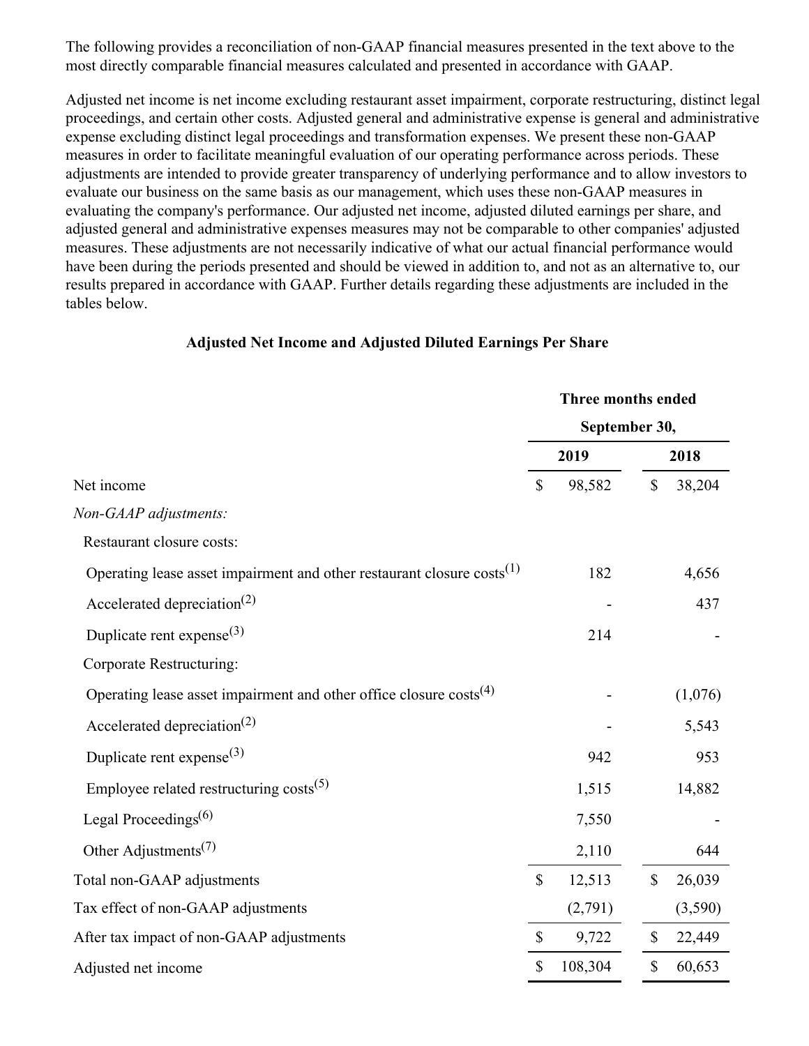The following provides a reconciliation of non-GAAP financial measures presented in the text above to the most directly comparable financial measures calculated and presented in accordance with GAAP.

Adjusted net income is net income excluding restaurant asset impairment, corporate restructuring, distinct legal proceedings, and certain other costs. Adjusted general and administrative expense is general and administrative expense excluding distinct legal proceedings and transformation expenses. We present these non-GAAP measures in order to facilitate meaningful evaluation of our operating performance across periods. These adjustments are intended to provide greater transparency of underlying performance and to allow investors to evaluate our business on the same basis as our management, which uses these non-GAAP measures in evaluating the company's performance. Our adjusted net income, adjusted diluted earnings per share, and adjusted general and administrative expenses measures may not be comparable to other companies' adjusted measures. These adjustments are not necessarily indicative of what our actual financial performance would have been during the periods presented and should be viewed in addition to, and not as an alternative to, our results prepared in accordance with GAAP. Further details regarding these adjustments are included in the tables below.

## Adjusted Net Income and Adjusted Diluted Earnings Per Share

| | Three months ended September 30, | |
|---|---|---|
| | 2019 | 2018 |
| Net income | $ 98,582 | $ 38,204 |
| *Non-GAAP adjustments:* | | |
| Restaurant closure costs: | | |
| Operating lease asset impairment and other restaurant closure costs[1] | 182 | 4,656 |
| Accelerated depreciation[2] | - | 437 |
| Duplicate rent expense[3] | 214 | - |
| Corporate Restructuring: | | |
| Operating lease asset impairment and other office closure costs[4] | - | (1,076) |
| Accelerated depreciation[2] | - | 5,543 |
| Duplicate rent expense[3] | 942 | 953 |
| Employee related restructuring costs[5] | 1,515 | 14,882 |
| Legal Proceedings[6] | 7,550 | - |
| Other Adjustments[7] | 2,110 | 644 |
| Total non-GAAP adjustments | $ 12,513 | $ 26,039 |
| Tax effect of non-GAAP adjustments | (2,791) | (3,590) |
| After tax impact of non-GAAP adjustments | $ 9,722 | $ 22,449 |
| Adjusted net income | $ 108,304 | $ 60,653 |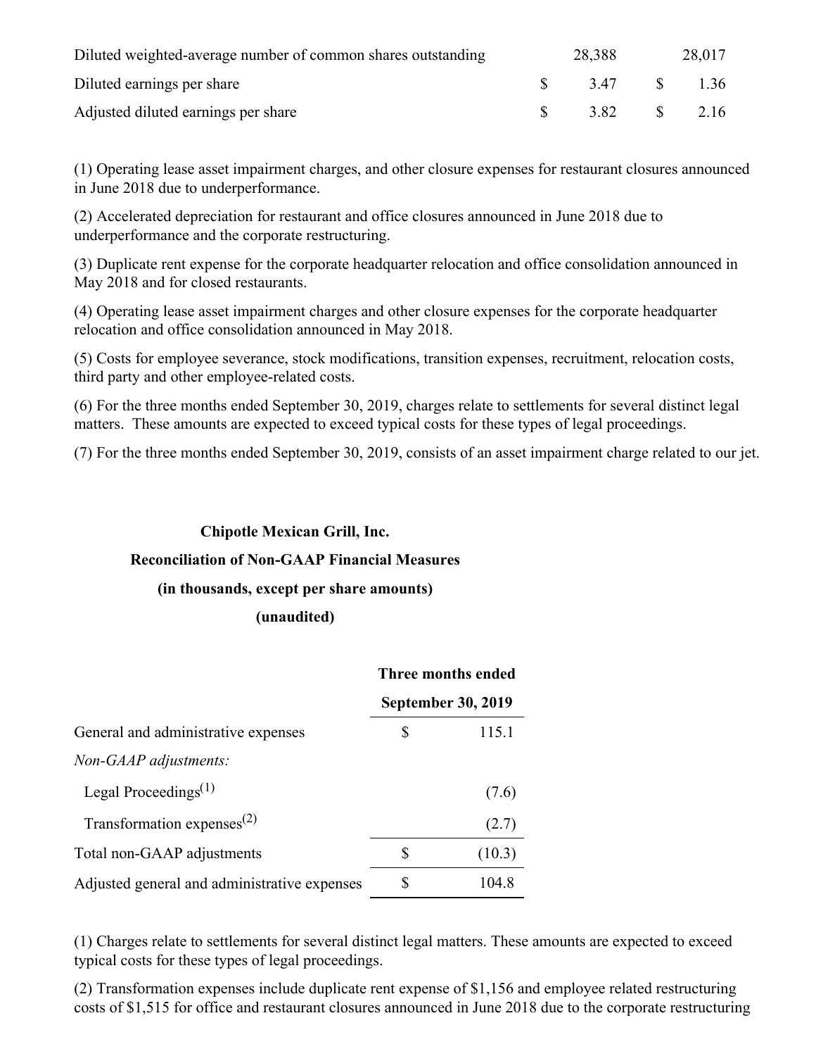| | | |
|---|---|---|
| Diluted weighted-average number of common shares outstanding | 28,388 | 28,017 |
| Diluted earnings per share | $ 3.47 | $ 1.36 |
| Adjusted diluted earnings per share | $ 3.82 | $ 2.16 |

(1) Operating lease asset impairment charges, and other closure expenses for restaurant closures announced in June 2018 due to underperformance.

(2) Accelerated depreciation for restaurant and office closures announced in June 2018 due to underperformance and the corporate restructuring.

(3) Duplicate rent expense for the corporate headquarter relocation and office consolidation announced in May 2018 and for closed restaurants.

(4) Operating lease asset impairment charges and other closure expenses for the corporate headquarter relocation and office consolidation announced in May 2018.

(5) Costs for employee severance, stock modifications, transition expenses, recruitment, relocation costs, third party and other employee-related costs.

(6) For the three months ended September 30, 2019, charges relate to settlements for several distinct legal matters. These amounts are expected to exceed typical costs for these types of legal proceedings.

(7) For the three months ended September 30, 2019, consists of an asset impairment charge related to our jet.

**Chipotle Mexican Grill, Inc.**

**Reconciliation of Non-GAAP Financial Measures**

**(in thousands, except per share amounts)**

**(unaudited)**

| | Three months ended September 30, 2019 |
|---|---|
| General and administrative expenses | $ 115.1 |
| *Non-GAAP adjustments:* | |
| Legal Proceedings[(1)] | (7.6) |
| Transformation expenses[(2)] | (2.7) |
| Total non-GAAP adjustments | $ (10.3) |
| Adjusted general and administrative expenses | $ 104.8 |

(1) Charges relate to settlements for several distinct legal matters. These amounts are expected to exceed typical costs for these types of legal proceedings.

(2) Transformation expenses include duplicate rent expense of $1,156 and employee related restructuring costs of $1,515 for office and restaurant closures announced in June 2018 due to the corporate restructuring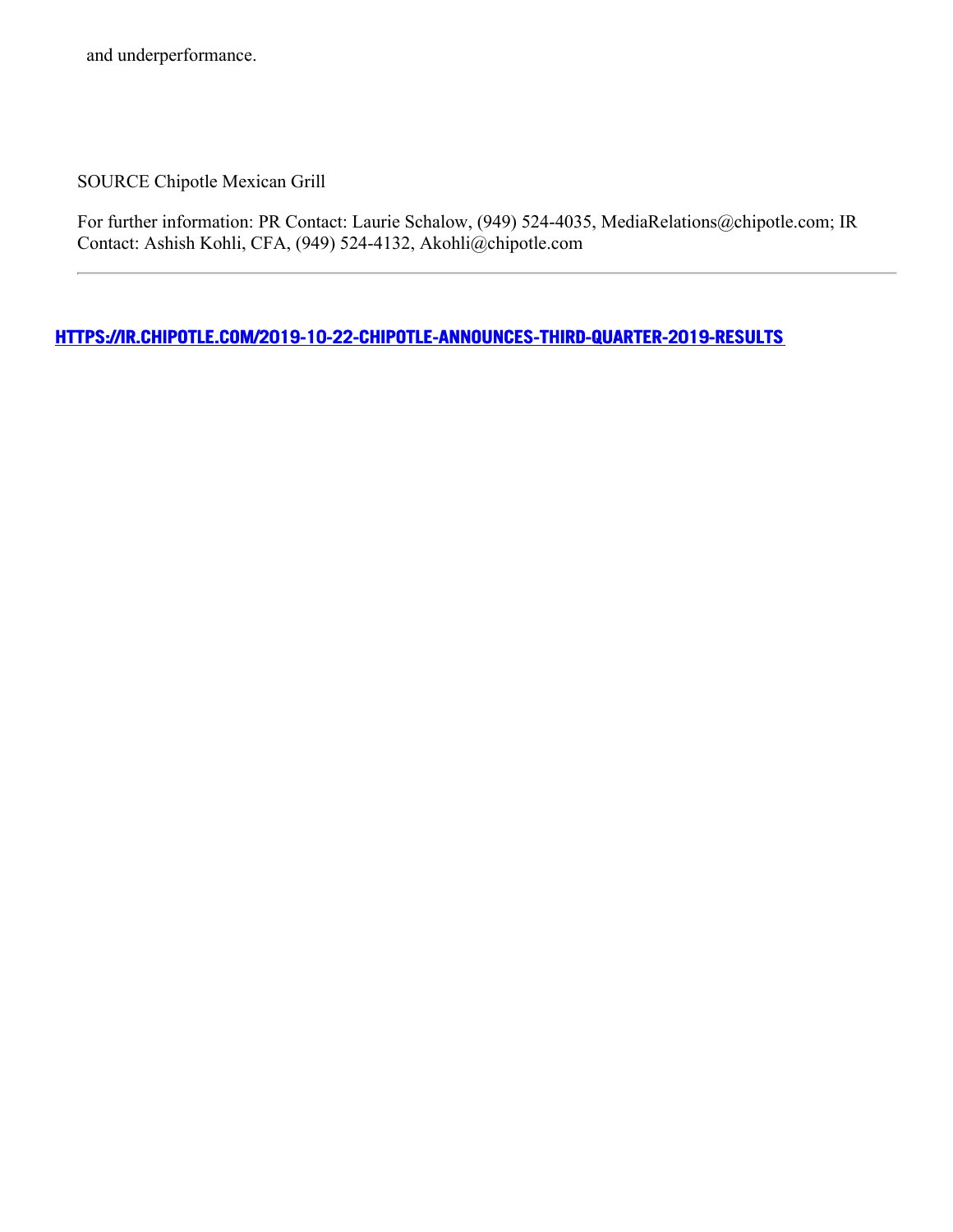and underperformance.

SOURCE Chipotle Mexican Grill

For further information: PR Contact: Laurie Schalow, (949) 524-4035, MediaRelations@chipotle.com; IR Contact: Ashish Kohli, CFA, (949) 524-4132, Akohli@chipotle.com

---

**HTTPS://IR.CHIPOTLE.COM/2019-10-22-CHIPOTLE-ANNOUNCES-THIRD-QUARTER-2019-RESULTS**